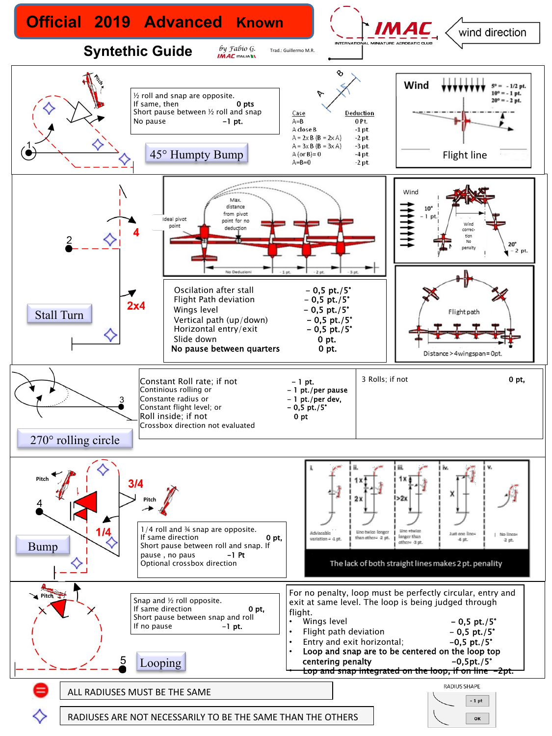# Official 2019 Advanced Known

## Syntethic Guide

by Fabio G. IMAC ITALIA

Trad.: Guillermo M.R.

IMAC INTERNATIONAL MINIATURE AEROBATIC CLUB

wind direction

---

## 1 — 45° Humpty Bump

½ roll and snap are opposite.
If same, then 0 pts
Short pause between ½ roll and snap
No pause -1 pt.

| Case | Deduction |
|---|---|
| A=B | 0 Pt. |
| A close B | -1 pt. |
| A = 2x B (B = 2x A) | -2 pt. |
| A = 3x B (B = 3x A) | -3 pt. |
| A (or B) = 0 | -4 pt. |
| A=B=0 | -2 pt. |

Wind

5° = - 1/2 pt.
10° = - 1 pt.
20° = - 2 pt.

Flight line

---

## 2 — Stall Turn

4

2x4

Ideal pivot point

Max. distance from pivot point for no deduction

No Deduzioni · -1 pt. · -2 pt. · -3 pt.

Wind · 10° - 1 pt. · Wind correction No penalty · 20° - 2 pt.

Flight path · Distance > 4 wingspan = 0pt.

| | |
|---|---|
| Oscilation after stall | – 0,5 pt./5° |
| Flight Path deviation | – 0,5 pt./5° |
| Wings level | – 0,5 pt./5° |
| Vertical path (up/down) | – 0,5 pt./5° |
| Horizontal entry/exit | – 0,5 pt./5° |
| Slide down | 0 pt. |
| **No pause between quarters** | **0 pt.** |

---

## 3 — 270° rolling circle

| | |
|---|---|
| Constant Roll rate; if not | – 1 pt. |
| Continious rolling or | – 1 pt./per pause |
| Constante radius or | – 1 pt./per dev, |
| Constant flight level; or | – 0,5 pt./5° |
| Roll inside; if not | 0 pt |
| Crossbox direction not evaluated | |

3 Rolls; if not 0 pt,

---

## 4 — Bump

3/4

1/4

1/4 roll and ¾ snap are opposite.
If same direction 0 pt,
Short pause between roll and snap. If pause , no paus -1 Pt
Optional crossbox direction

i. Allowable variation = -1 pt.
ii. Line twice longer than other = -2 pt.
iii. Line +twice longer than other = -3 pt.
iv. Just one line = -4 pt.
v. No lines = -2 pt.

The lack of both straight lines makes 2 pt. penality

---

## 5 — Looping

Snap and ½ roll opposite.
If same direction 0 pt,
Short pause between snap and roll
If no pause -1 pt.

For no penalty, loop must be perfectly circular, entry and exit at same level. The loop is being judged through flight.

- Wings level – 0,5 pt./5°
- Flight path deviation – 0,5 pt./5°
- Entry and exit horizontal; –0,5 pt./5°
- **Loop and snap are to be centered on the loop top centering penalty** –0,5pt./5°
- ~~Lop and snap integrated on the loop, if on line~~ –2pt.

---

ALL RADIUSES MUST BE THE SAME

RADIUSES ARE NOT NECESSARILY TO BE THE SAME THAN THE OTHERS

RADIUS SHAPE: - 1 pt · OK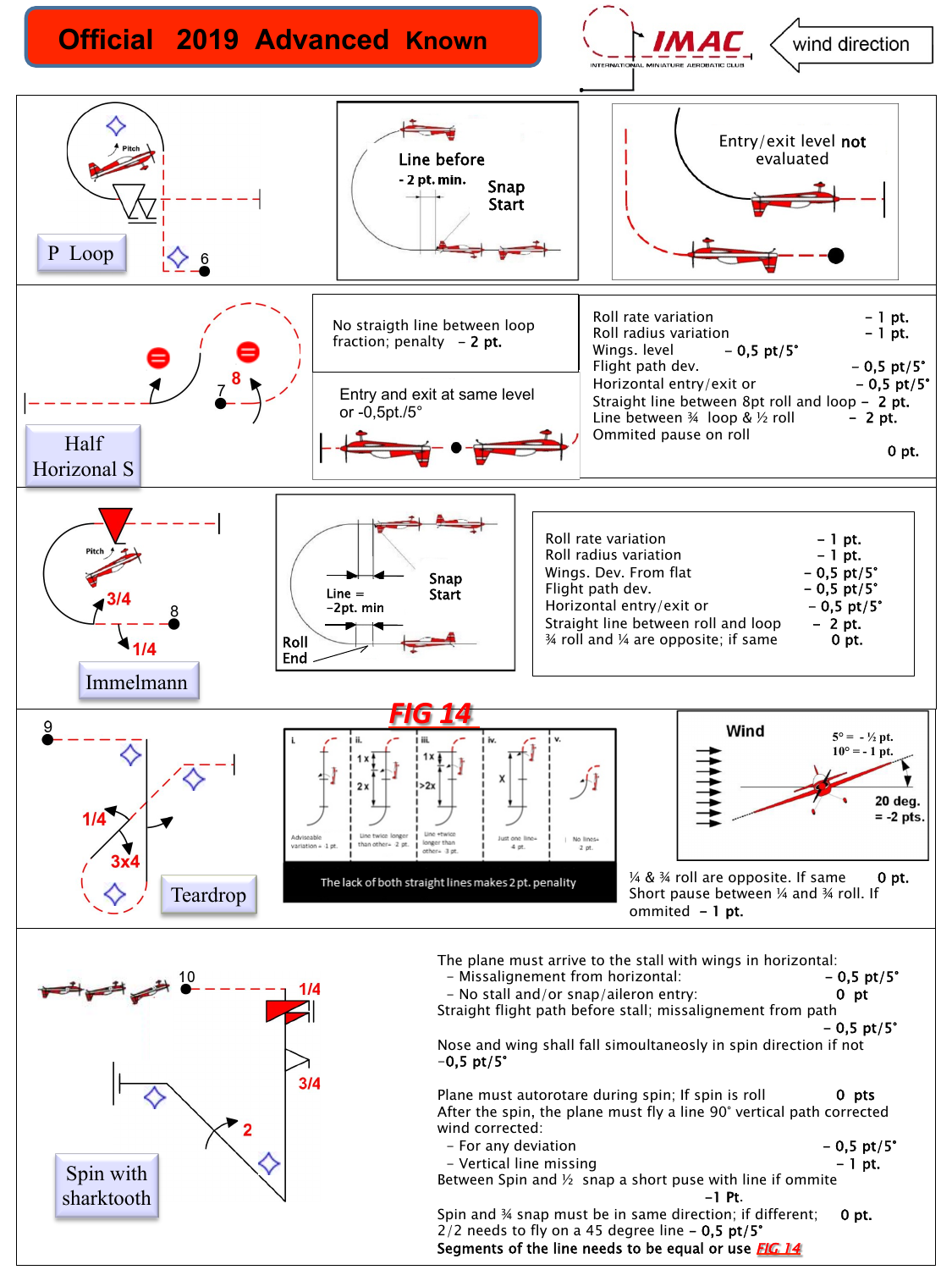# Official 2019 Advanced Known

IMAC INTERNATIONAL MINIATURE AEROBATIC CLUB

wind direction

## P Loop

Pitch

6

Line before
- 2 pt. min.

Snap Start

Entry/exit level not evaluated

## Half Horizonal S

7

8

No straigth line between loop fraction; penalty – 2 pt.

Entry and exit at same level or -0,5pt./5°

| | |
|---|---|
| Roll rate variation | – 1 pt. |
| Roll radius variation | – 1 pt. |
| Wings. level | – 0,5 pt/5° |
| Flight path dev. | – 0,5 pt/5° |
| Horizontal entry/exit or | – 0,5 pt/5° |
| Straight line between 8pt roll and loop | – 2 pt. |
| Line between ¾ loop & ½ roll | – 2 pt. |
| Ommited pause on roll | 0 pt. |

## Immelmann

Pitch

3/4

8

1/4

Line = –2pt. min

Snap Start

Roll End

| | |
|---|---|
| Roll rate variation | – 1 pt. |
| Roll radius variation | – 1 pt. |
| Wings. Dev. From flat | – 0,5 pt/5° |
| Flight path dev. | – 0,5 pt/5° |
| Horizontal entry/exit or | – 0,5 pt/5° |
| Straight line between roll and loop | – 2 pt. |
| ¾ roll and ¼ are opposite; if same | 0 pt. |

## Teardrop

9

1/4

3x4

FIG 14

i. Adviseable variation – 1 pt.

ii. 1x 2x Line twice longer than other– 2 pt.

iii. 1x >2x Line +twice longer than other– 3 pt.

iv. X Just one line– 4 pt.

v. No lines– 2 pt.

The lack of both straight lines makes 2 pt. penality

Wind

5° = - ½ pt.
10° = - 1 pt.

20 deg. = -2 pts.

¼ & ¾ roll are opposite. If same 0 pt.
Short pause between ¼ and ¾ roll. If ommited – 1 pt.

## Spin with sharktooth

10

1/4

3/4

2

The plane must arrive to the stall with wings in horizontal:
- Missalignement from horizontal: – 0,5 pt/5°
- No stall and/or snap/aileron entry: 0 pt

Straight flight path before stall; missalignement from path – 0,5 pt/5°

Nose and wing shall fall simoultaneosly in spin direction if not –0,5 pt/5°

Plane must autorotare during spin; If spin is roll 0 pts
After the spin, the plane must fly a line 90° vertical path corrected wind corrected:
- For any deviation – 0,5 pt/5°
- Vertical line missing – 1 pt.

Between Spin and ½ snap a short puse with line if ommite –1 Pt.

Spin and ¾ snap must be in same direction; if different; 0 pt.
2/2 needs to fly on a 45 degree line – 0,5 pt/5°
**Segments of the line needs to be equal or use FIG 14**